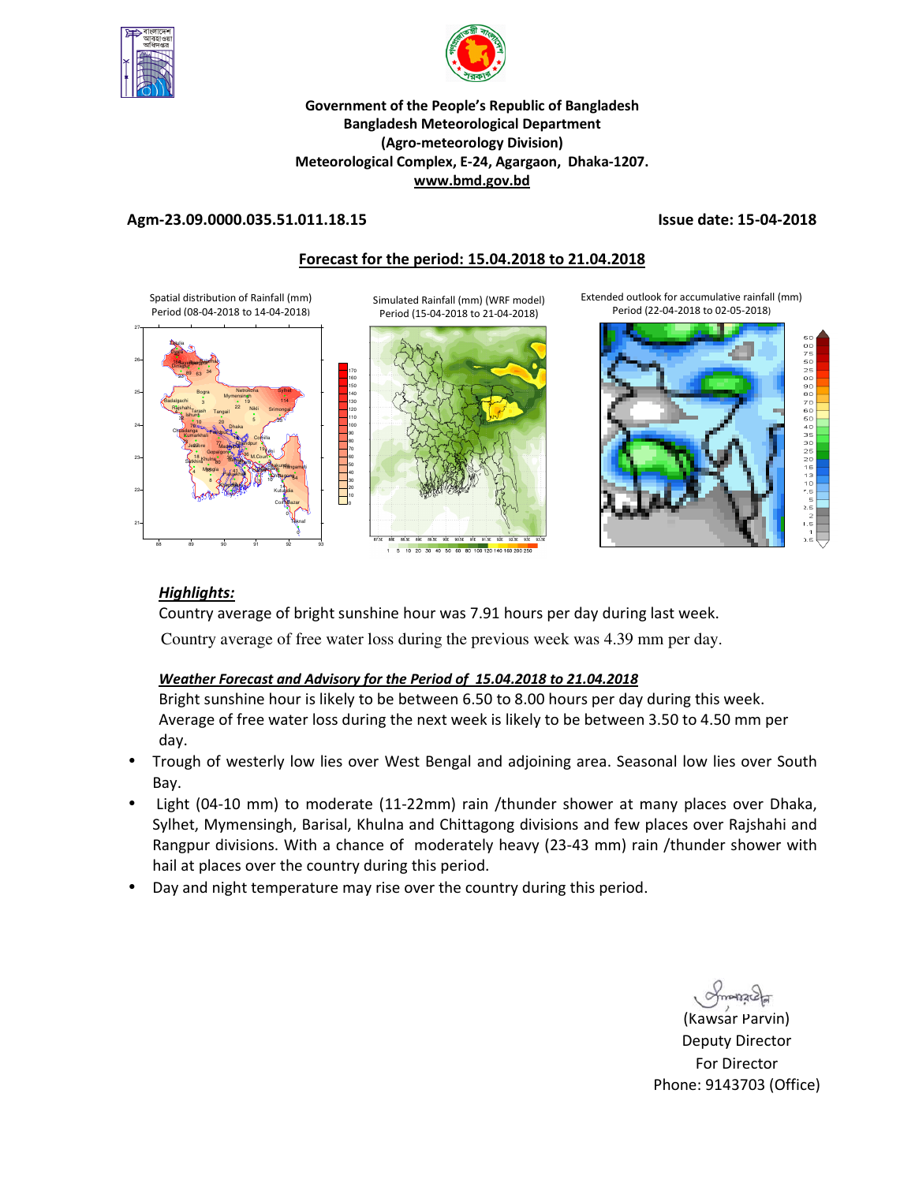**Government of the People's Republic of Bangladesh**
**Bangladesh Meteorological Department**
**(Agro-meteorology Division)**
**Meteorological Complex, E-24, Agargaon, Dhaka-1207.**
**www.bmd.gov.bd**

**Agm-23.09.0000.035.51.011.18.15** **Issue date: 15-04-2018**

## Forecast for the period: 15.04.2018 to 21.04.2018

Spatial distribution of Rainfall (mm) Period (08-04-2018 to 14-04-2018)

Simulated Rainfall (mm) (WRF model) Period (15-04-2018 to 21-04-2018)

Extended outlook for accumulative rainfall (mm) Period (22-04-2018 to 02-05-2018)

### *Highlights:*

Country average of bright sunshine hour was 7.91 hours per day during last week.

Country average of free water loss during the previous week was 4.39 mm per day.

### *Weather Forecast and Advisory for the Period of 15.04.2018 to 21.04.2018*

Bright sunshine hour is likely to be between 6.50 to 8.00 hours per day during this week. Average of free water loss during the next week is likely to be between 3.50 to 4.50 mm per day.

- Trough of westerly low lies over West Bengal and adjoining area. Seasonal low lies over South Bay.
- Light (04-10 mm) to moderate (11-22mm) rain /thunder shower at many places over Dhaka, Sylhet, Mymensingh, Barisal, Khulna and Chittagong divisions and few places over Rajshahi and Rangpur divisions. With a chance of moderately heavy (23-43 mm) rain /thunder shower with hail at places over the country during this period.
- Day and night temperature may rise over the country during this period.

(Kawsar Parvin)
Deputy Director
For Director
Phone: 9143703 (Office)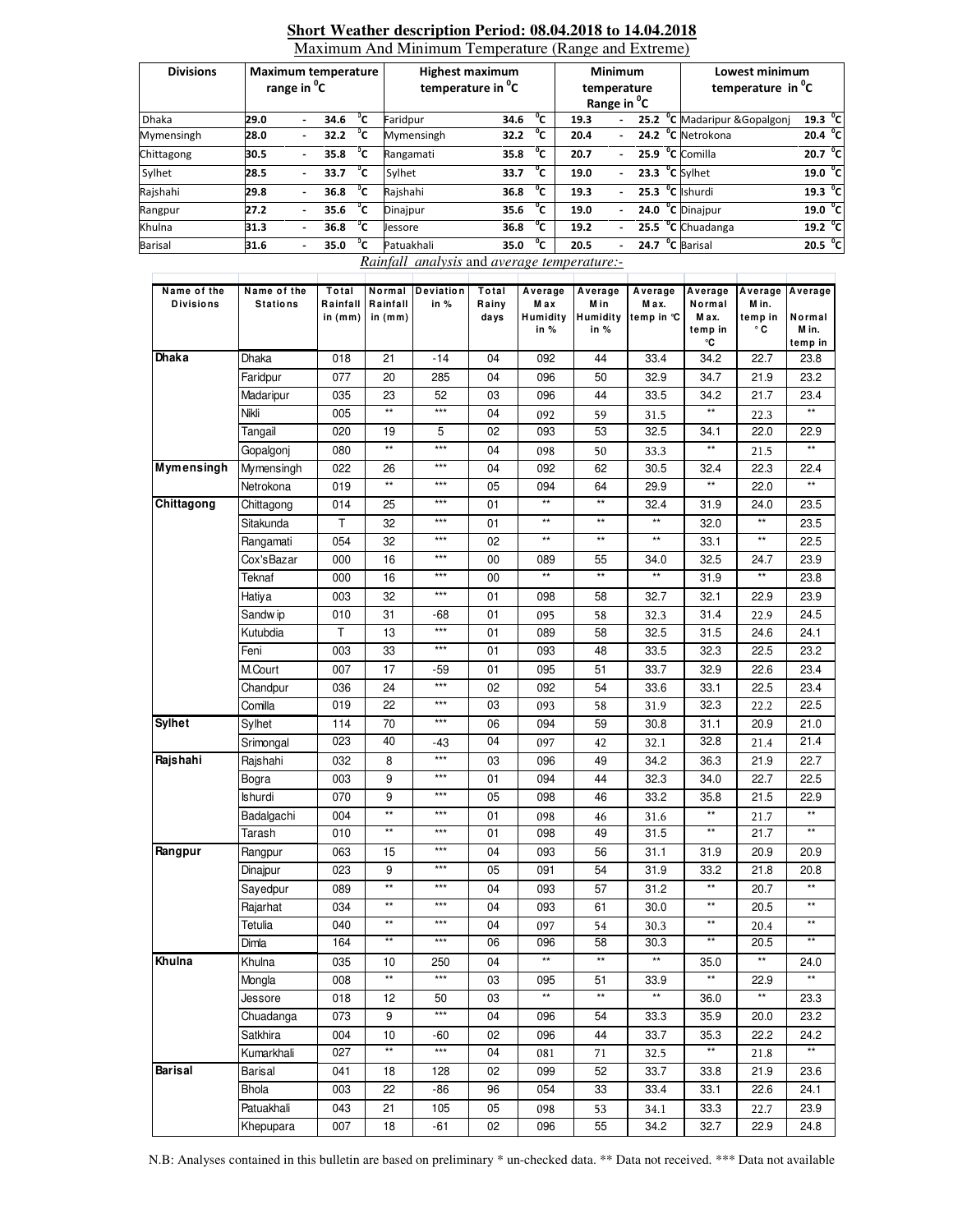## Short Weather description Period: 08.04.2018 to 14.04.2018

Maximum And Minimum Temperature (Range and Extreme)

| Divisions | Maximum temperature range in °C | Highest maximum temperature in °C | | Minimum temperature Range in °C | Lowest minimum temperature in °C | |
|---|---|---|---|---|---|---|
| Dhaka | 29.0 - 34.6 °C | Faridpur | 34.6 °C | 19.3 - 25.2 °C | Madaripur &Gopalgonj | 19.3 °C |
| Mymensingh | 28.0 - 32.2 °C | Mymensingh | 32.2 °C | 20.4 - 24.2 °C | Netrokona | 20.4 °C |
| Chittagong | 30.5 - 35.8 °C | Rangamati | 35.8 °C | 20.7 - 25.9 °C | Comilla | 20.7 °C |
| Sylhet | 28.5 - 33.7 °C | Sylhet | 33.7 °C | 19.0 - 23.3 °C | Sylhet | 19.0 °C |
| Rajshahi | 29.8 - 36.8 °C | Rajshahi | 36.8 °C | 19.3 - 25.3 °C | Ishurdi | 19.3 °C |
| Rangpur | 27.2 - 35.6 °C | Dinajpur | 35.6 °C | 19.0 - 24.0 °C | Dinajpur | 19.0 °C |
| Khulna | 31.3 - 36.8 °C | Jessore | 36.8 °C | 19.2 - 25.5 °C | Chuadanga | 19.2 °C |
| Barisal | 31.6 - 35.0 °C | Patuakhali | 35.0 °C | 20.5 - 24.7 °C | Barisal | 20.5 °C |

*Rainfall analysis* and *average temperature*:-

| Name of the Divisions | Name of the Stations | Total Rainfall in (mm) | Normal Rainfall in (mm) | Deviation in % | Total Rainy days | Average Max Humidity in % | Average Min Humidity in % | Average Max. temp in °C | Average Normal Max. temp in °C | Average Min. temp in °C | Average Normal Min. temp in |
|---|---|---|---|---|---|---|---|---|---|---|---|
| **Dhaka** | Dhaka | 018 | 21 | -14 | 04 | 092 | 44 | 33.4 | 34.2 | 22.7 | 23.8 |
| | Faridpur | 077 | 20 | 285 | 04 | 096 | 50 | 32.9 | 34.7 | 21.9 | 23.2 |
| | Madaripur | 035 | 23 | 52 | 03 | 096 | 44 | 33.5 | 34.2 | 21.7 | 23.4 |
| | Nikli | 005 | ** | *** | 04 | 092 | 59 | 31.5 | ** | 22.3 | ** |
| | Tangail | 020 | 19 | 5 | 02 | 093 | 53 | 32.5 | 34.1 | 22.0 | 22.9 |
| | Gopalgonj | 080 | ** | *** | 04 | 098 | 50 | 33.3 | ** | 21.5 | ** |
| **Mymensingh** | Mymensingh | 022 | 26 | *** | 04 | 092 | 62 | 30.5 | 32.4 | 22.3 | 22.4 |
| | Netrokona | 019 | ** | *** | 05 | 094 | 64 | 29.9 | ** | 22.0 | ** |
| **Chittagong** | Chittagong | 014 | 25 | *** | 01 | ** | ** | 32.4 | 31.9 | 24.0 | 23.5 |
| | Sitakunda | T | 32 | *** | 01 | ** | ** | ** | 32.0 | ** | 23.5 |
| | Rangamati | 054 | 32 | *** | 02 | ** | ** | ** | 33.1 | ** | 22.5 |
| | Cox'sBazar | 000 | 16 | *** | 00 | 089 | 55 | 34.0 | 32.5 | 24.7 | 23.9 |
| | Teknaf | 000 | 16 | *** | 00 | ** | ** | ** | 31.9 | ** | 23.8 |
| | Hatiya | 003 | 32 | *** | 01 | 098 | 58 | 32.7 | 32.1 | 22.9 | 23.9 |
| | Sandwip | 010 | 31 | -68 | 01 | 095 | 58 | 32.3 | 31.4 | 22.9 | 24.5 |
| | Kutubdia | T | 13 | *** | 01 | 089 | 58 | 32.5 | 31.5 | 24.6 | 24.1 |
| | Feni | 003 | 33 | *** | 01 | 093 | 48 | 33.5 | 32.3 | 22.5 | 23.2 |
| | M.Court | 007 | 17 | -59 | 01 | 095 | 51 | 33.7 | 32.9 | 22.6 | 23.4 |
| | Chandpur | 036 | 24 | *** | 02 | 092 | 54 | 33.6 | 33.1 | 22.5 | 23.4 |
| | Comilla | 019 | 22 | *** | 03 | 093 | 58 | 31.9 | 32.3 | 22.2 | 22.5 |
| **Sylhet** | Sylhet | 114 | 70 | *** | 06 | 094 | 59 | 30.8 | 31.1 | 20.9 | 21.0 |
| | Srimongal | 023 | 40 | -43 | 04 | 097 | 42 | 32.1 | 32.8 | 21.4 | 21.4 |
| **Rajshahi** | Rajshahi | 032 | 8 | *** | 03 | 096 | 49 | 34.2 | 36.3 | 21.9 | 22.7 |
| | Bogra | 003 | 9 | *** | 01 | 094 | 44 | 32.3 | 34.0 | 22.7 | 22.5 |
| | Ishurdi | 070 | 9 | *** | 05 | 098 | 46 | 33.2 | 35.8 | 21.5 | 22.9 |
| | Badalgachi | 004 | ** | *** | 01 | 098 | 46 | 31.6 | ** | 21.7 | ** |
| | Tarash | 010 | ** | *** | 01 | 098 | 49 | 31.5 | ** | 21.7 | ** |
| **Rangpur** | Rangpur | 063 | 15 | *** | 04 | 093 | 56 | 31.1 | 31.9 | 20.9 | 20.9 |
| | Dinajpur | 023 | 9 | *** | 05 | 091 | 54 | 31.9 | 33.2 | 21.8 | 20.8 |
| | Sayedpur | 089 | ** | *** | 04 | 093 | 57 | 31.2 | ** | 20.7 | ** |
| | Rajarhat | 034 | ** | *** | 04 | 093 | 61 | 30.0 | ** | 20.5 | ** |
| | Tetulia | 040 | ** | *** | 04 | 097 | 54 | 30.3 | ** | 20.4 | ** |
| | Dimla | 164 | ** | *** | 06 | 096 | 58 | 30.3 | ** | 20.5 | ** |
| **Khulna** | Khulna | 035 | 10 | 250 | 04 | ** | ** | ** | 35.0 | ** | 24.0 |
| | Mongla | 008 | ** | *** | 03 | 095 | 51 | 33.9 | ** | 22.9 | ** |
| | Jessore | 018 | 12 | 50 | 03 | ** | ** | ** | 36.0 | ** | 23.3 |
| | Chuadanga | 073 | 9 | *** | 04 | 096 | 54 | 33.3 | 35.9 | 20.0 | 23.2 |
| | Satkhira | 004 | 10 | -60 | 02 | 096 | 44 | 33.7 | 35.3 | 22.2 | 24.2 |
| | Kumarkhali | 027 | ** | *** | 04 | 081 | 71 | 32.5 | ** | 21.8 | ** |
| **Barisal** | Barisal | 041 | 18 | 128 | 02 | 099 | 52 | 33.7 | 33.8 | 21.9 | 23.6 |
| | Bhola | 003 | 22 | -86 | 96 | 054 | 33 | 33.4 | 33.1 | 22.6 | 24.1 |
| | Patuakhali | 043 | 21 | 105 | 05 | 098 | 53 | 34.1 | 33.3 | 22.7 | 23.9 |
| | Khepupara | 007 | 18 | -61 | 02 | 096 | 55 | 34.2 | 32.7 | 22.9 | 24.8 |

N.B: Analyses contained in this bulletin are based on preliminary * un-checked data. ** Data not received. *** Data not available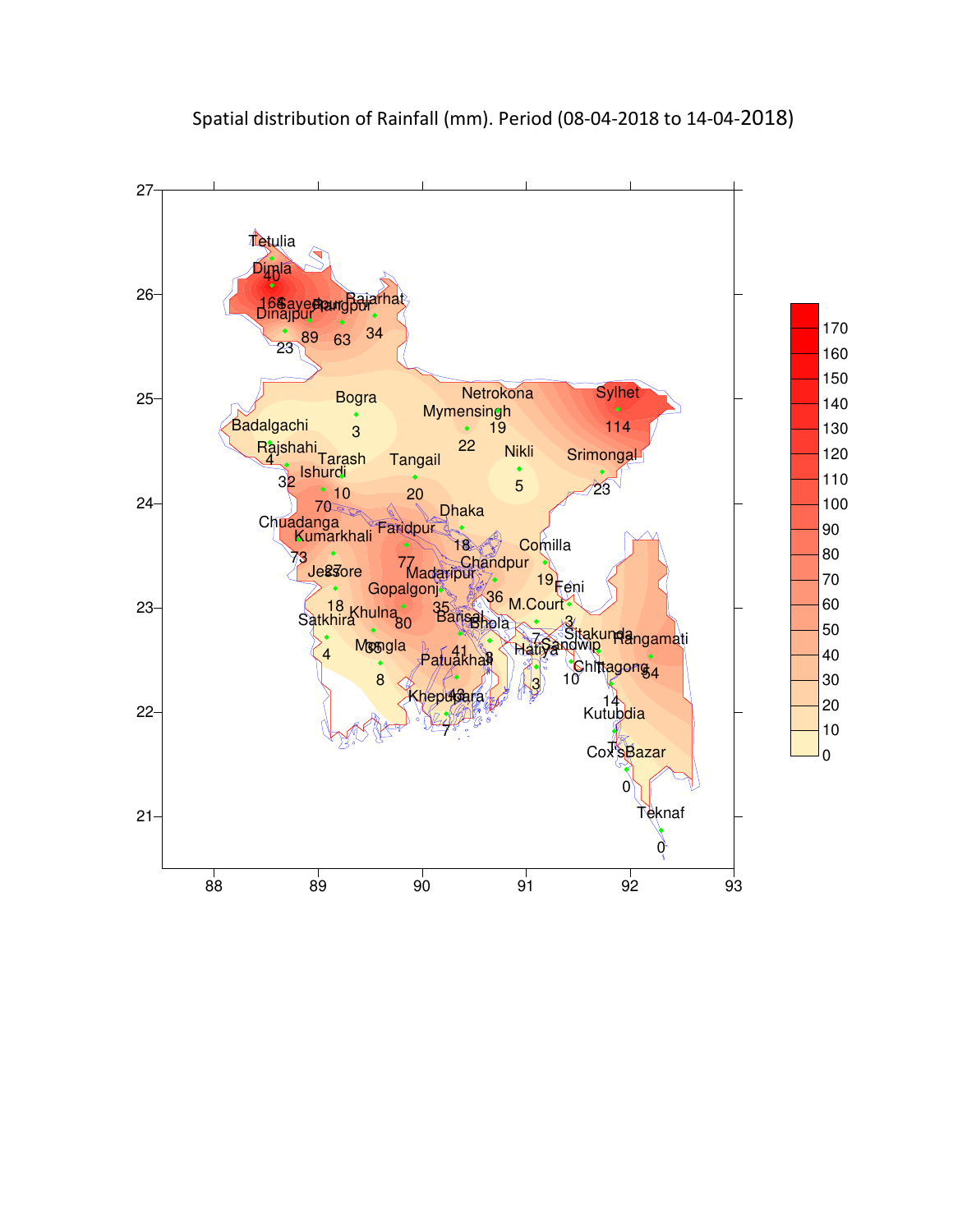Spatial distribution of Rainfall (mm). Period (08-04-2018 to 14-04-2018)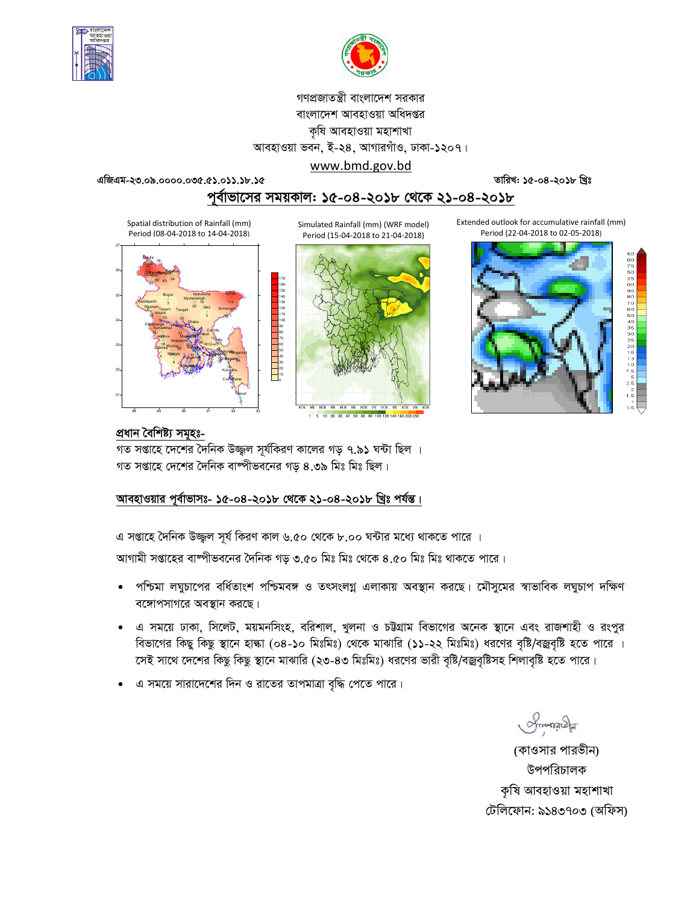গণপ্রজাতন্ত্রী বাংলাদেশ সরকার
বাংলাদেশ আবহাওয়া অধিদপ্তর
কৃষি আবহাওয়া মহাশাখা
আবহাওয়া ভবন, ই-২৪, আগারগাঁও, ঢাকা-১২০৭।
www.bmd.gov.bd

**এজিএম-২৩.০৯.০০০০.০৩৫.৫১.০১১.১৮.১৫** **তারিখ: ১৫-০৪-২০১৮ খ্রিঃ**

## পূর্বাভাসের সময়কাল: ১৫-০৪-২০১৮ থেকে ২১-০৪-২০১৮

Spatial distribution of Rainfall (mm) Period (08-04-2018 to 14-04-2018)

Simulated Rainfall (mm) (WRF model) Period (15-04-2018 to 21-04-2018)

Extended outlook for accumulative rainfall (mm) Period (22-04-2018 to 02-05-2018)

### প্রধান বৈশিষ্ট্য সমূহঃ-

গত সপ্তাহে দেশের দৈনিক উজ্জ্বল সূর্যকিরণ কালের গড় ৭.৯১ ঘন্টা ছিল ।
গত সপ্তাহে দেশের দৈনিক বাষ্পীভবনের গড় ৪.৩৯ মিঃ মিঃ ছিল।

### আবহাওয়ার পূর্বাভাসঃ- ১৫-০৪-২০১৮ থেকে ২১-০৪-২০১৮ খ্রিঃ পর্যন্ত।

এ সপ্তাহে দৈনিক উজ্জ্বল সূর্য কিরণ কাল ৬.৫০ থেকে ৮.০০ ঘন্টার মধ্যে থাকতে পারে ।
আগামী সপ্তাহের বাষ্পীভবনের দৈনিক গড় ৩.৫০ মিঃ মিঃ থেকে ৪.৫০ মিঃ মিঃ থাকতে পারে।

- পশ্চিমা লঘুচাপের বর্ধিতাংশ পশ্চিমবঙ্গ ও তৎসংলগ্ন এলাকায় অবস্থান করছে। মৌসুমের স্বাভাবিক লঘুচাপ দক্ষিণ বঙ্গোপসাগরে অবস্থান করছে।
- এ সময়ে ঢাকা, সিলেট, ময়মনসিংহ, বরিশাল, খুলনা ও চট্টগ্রাম বিভাগের অনেক স্থানে এবং রাজশাহী ও রংপুর বিভাগের কিছু কিছু স্থানে হাল্কা (০৪-১০ মিঃমিঃ) থেকে মাঝারি (১১-২২ মিঃমিঃ) ধরণের বৃষ্টি/বজ্রবৃষ্টি হতে পারে । সেই সাথে দেশের কিছু কিছু স্থানে মাঝারি (২৩-৪৩ মিঃমিঃ) ধরণের ভারী বৃষ্টি/বজ্রবৃষ্টিসহ শিলাবৃষ্টি হতে পারে।
- এ সময়ে সারাদেশের দিন ও রাতের তাপমাত্রা বৃদ্ধি পেতে পারে।

(কাওসার পারভীন)
উপপরিচালক
কৃষি আবহাওয়া মহাশাখা
টেলিফোন: ৯১৪৩৭০৩ (অফিস)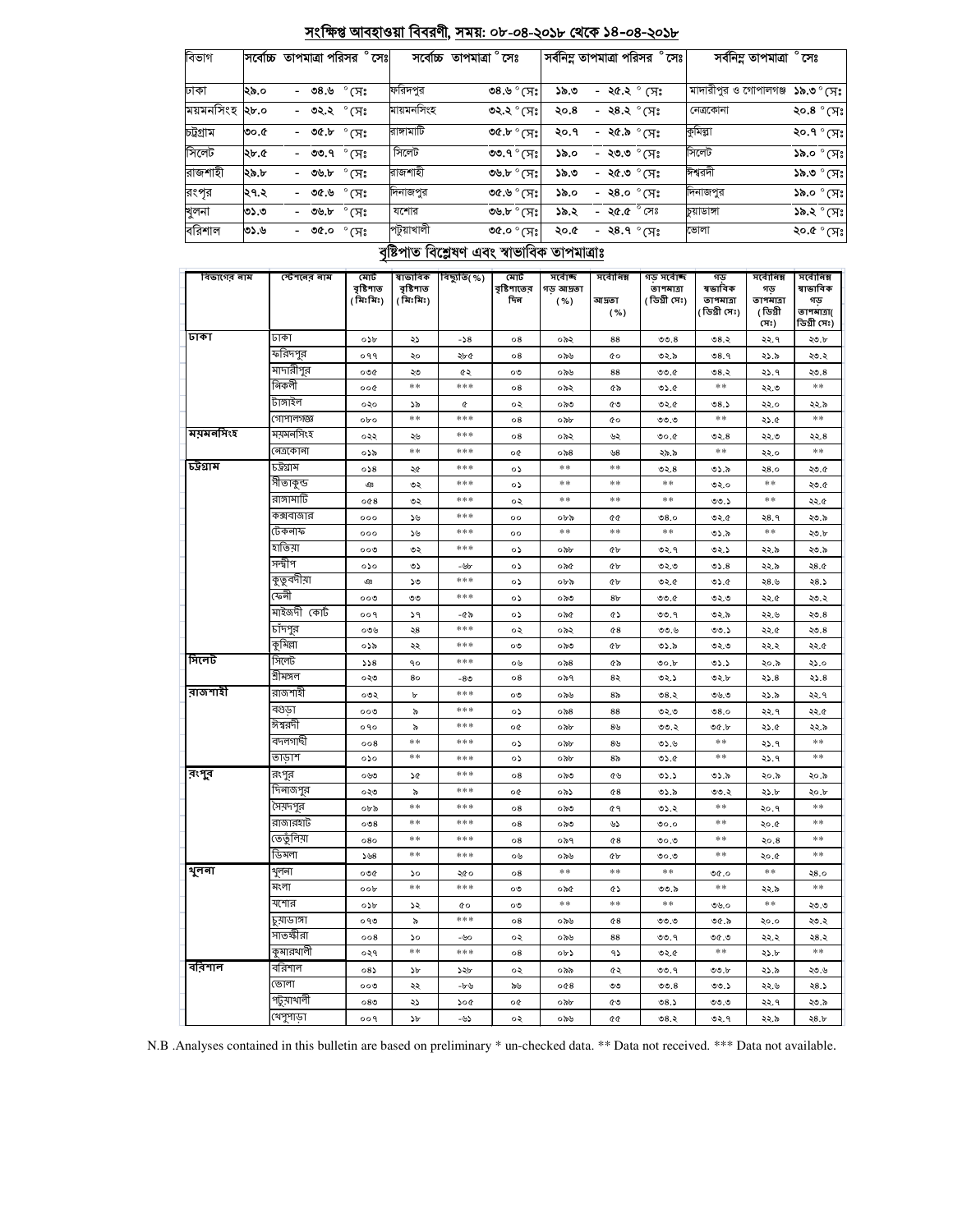## সংক্ষিপ্ত আবহাওয়া বিবরণী, সময়: ০৮-০৪-২০১৮ থেকে ১৪-০৪-২০১৮

| বিভাগ | সর্বোচ্চ তাপমাত্রা পরিসর °সেঃ | সর্বোচ্চ তাপমাত্রা °সেঃ | | সর্বনিম্ন তাপমাত্রা পরিসর °সেঃ | সর্বনিম্ন তাপমাত্রা °সেঃ | |
|---|---|---|---|---|---|---|
| ঢাকা | ২৯.০ - ৩৪.৬ °সেঃ | ফরিদপুর | ৩৪.৬ °সেঃ | ১৯.৩ - ২৫.২ °সেঃ | মাদারীপুর ও গোপালগঞ্জ | ১৯.৩ °সেঃ |
| ময়মনসিংহ | ২৮.০ - ৩২.২ °সেঃ | ময়মনসিংহ | ৩২.২ °সেঃ | ২০.৪ - ২৪.২ °সেঃ | নেত্রকোনা | ২০.৪ °সেঃ |
| চট্টগ্রাম | ৩০.৫ - ৩৫.৮ °সেঃ | রাঙ্গামাটি | ৩৫.৮ °সেঃ | ২০.৭ - ২৫.৯ °সেঃ | কুমিল্লা | ২০.৭ °সেঃ |
| সিলেট | ২৮.৫ - ৩৩.৭ °সেঃ | সিলেট | ৩৩.৭ °সেঃ | ১৯.০ - ২৩.৩ °সেঃ | সিলেট | ১৯.০ °সেঃ |
| রাজশাহী | ২৯.৮ - ৩৬.৮ °সেঃ | রাজশাহী | ৩৬.৮ °সেঃ | ১৯.৩ - ২৫.৩ °সেঃ | ঈশ্বরদী | ১৯.৩ °সেঃ |
| রংপুর | ২৭.২ - ৩৫.৬ °সেঃ | দিনাজপুর | ৩৫.৬ °সেঃ | ১৯.০ - ২৪.০ °সেঃ | দিনাজপুর | ১৯.০ °সেঃ |
| খুলনা | ৩১.৩ - ৩৬.৮ °সেঃ | যশোর | ৩৬.৮ °সেঃ | ১৯.২ - ২৫.৫ °সেঃ | চুয়াডাঙ্গা | ১৯.২ °সেঃ |
| বরিশাল | ৩১.৬ - ৩৫.০ °সেঃ | পটুয়াখালী | ৩৫.০ °সেঃ | ২০.৫ - ২৪.৭ °সেঃ | ভোলা | ২০.৫ °সেঃ |

## বৃষ্টিপাত বিশ্লেষণ এবং স্বাভাবিক তাপমাত্রাঃ

| বিভাগের নাম | স্টেশনের নাম | মোট বৃষ্টিপাত (মিঃমিঃ) | স্বাভাবিক বৃষ্টিপাত (মিঃমিঃ) | বিচ্যুতি(%) | মোট বৃষ্টিপাতের দিন | সর্বোচ্চ গড় আদ্রতা (%) | সর্বোনিম্ন আদ্রতা (%) | গড় সর্বোচ্চ তাপমাত্রা (ডিগ্রী সেঃ) | গড় স্বাভাবিক তাপমাত্রা (ডিগ্রী সেঃ) | সর্বোনিম্ন গড় তাপমাত্রা (ডিগ্রী সেঃ) | সর্বোনিম্ন স্বাভাবিক গড় তাপমাত্রা( ডিগ্রী সেঃ) |
|---|---|---|---|---|---|---|---|---|---|---|---|
| ঢাকা | ঢাকা | ০১৮ | ২১ | -১৪ | ০৪ | ০৯২ | ৪৪ | ৩৩.৪ | ৩৪.২ | ২১.৭ | ২৩.৮ |
| | ফরিদপুর | ০৭৭ | ২০ | ২৮৫ | ০৪ | ০৯৬ | ৫০ | ৩২.৯ | ৩৪.৭ | ২১.৯ | ২৩.২ |
| | মাদারীপুর | ০৩৫ | ২৩ | ৫২ | ০৩ | ০৯৬ | ৪৪ | ৩৩.৫ | ৩৪.২ | ২১.৭ | ২৩.৪ |
| | নিকলী | ০০৫ | ** | *** | ০৪ | ০৯২ | ৫৯ | ৩১.৫ | ** | ২২.৩ | ** |
| | টাঙ্গাইল | ০২০ | ১৯ | ৫ | ০২ | ০৯৩ | ৫৩ | ৩২.৫ | ৩৪.১ | ২২.০ | ২২.৯ |
| | গোপালগঞ্জ | ০৮০ | ** | *** | ০৪ | ০৯৮ | ৫০ | ৩৩.৩ | ** | ২১.৫ | ** |
| ময়মনসিংহ | ময়মনসিংহ | ০২২ | ২৬ | *** | ০৪ | ০৯২ | ৬২ | ৩০.৫ | ৩২.৪ | ২২.৩ | ২২.৪ |
| | নেত্রকোনা | ০১৯ | ** | *** | ০৫ | ০৯৪ | ৬৪ | ২৯.৯ | ** | ২২.০ | ** |
| চট্টগ্রাম | চট্টগ্রাম | ০১৪ | ২৫ | *** | ০১ | ** | ** | ৩২.৪ | ৩১.৯ | ২৪.০ | ২৩.৫ |
| | সীতাকুন্ড | ঞ | ৩২ | *** | ০১ | ** | ** | ** | ৩২.০ | ** | ২৩.৫ |
| | রাঙ্গামাটি | ০৫৪ | ৩২ | *** | ০২ | ** | ** | ** | ৩৩.১ | ** | ২২.৫ |
| | কক্সবাজার | ০০০ | ১৬ | *** | ০০ | ০৮৯ | ৫৫ | ৩৪.০ | ৩২.৫ | ২৪.৭ | ২৩.৯ |
| | টেকনাফ | ০০০ | ১৬ | *** | ০০ | ** | ** | ** | ৩১.৯ | ** | ২৩.৮ |
| | হাতিয়া | ০০৩ | ৩২ | *** | ০১ | ০৯৮ | ৫৮ | ৩২.৭ | ৩২.১ | ২২.৯ | ২৩.৯ |
| | সন্দ্বীপ | ০১০ | ৩১ | -৬৮ | ০১ | ০৯৫ | ৫৮ | ৩২.৩ | ৩১.৪ | ২২.৯ | ২৪.৫ |
| | কুতুবদীয়া | ঞ | ১৩ | *** | ০১ | ০৮৯ | ৫৮ | ৩২.৫ | ৩১.৫ | ২৪.৬ | ২৪.১ |
| | ফেনী | ০০৩ | ৩৩ | *** | ০১ | ০৯৩ | ৪৮ | ৩৩.৫ | ৩২.৩ | ২২.৫ | ২৩.২ |
| | মাইজদী কোর্ট | ০০৭ | ১৭ | -৫৯ | ০১ | ০৯৫ | ৫১ | ৩৩.৭ | ৩২.৯ | ২২.৬ | ২৩.৪ |
| | চাঁদপুর | ০৩৬ | ২৪ | *** | ০২ | ০৯২ | ৫৪ | ৩৩.৬ | ৩৩.১ | ২২.৫ | ২৩.৪ |
| | কুমিল্লা | ০১৯ | ২২ | *** | ০৩ | ০৯৩ | ৫৮ | ৩১.৯ | ৩২.৩ | ২২.২ | ২২.৫ |
| সিলেট | সিলেট | ১১৪ | ৭০ | *** | ০৬ | ০৯৪ | ৫৯ | ৩০.৮ | ৩১.১ | ২০.৯ | ২১.০ |
| | শ্রীমঙ্গল | ০২৩ | ৪০ | -৪৩ | ০৪ | ০৯৭ | ৪২ | ৩২.১ | ৩২.৮ | ২১.৪ | ২১.৪ |
| রাজশাহী | রাজশাহী | ০৩২ | ৮ | *** | ০৩ | ০৯৬ | ৪৯ | ৩৪.২ | ৩৬.৩ | ২১.৯ | ২২.৭ |
| | বগুড়া | ০০৩ | ৯ | *** | ০১ | ০৯৪ | ৪৪ | ৩২.৩ | ৩৪.০ | ২২.৭ | ২২.৫ |
| | ঈশ্বরদী | ০৭০ | ৯ | *** | ০৫ | ০৯৮ | ৪৬ | ৩৩.২ | ৩৫.৮ | ২১.৫ | ২২.৯ |
| | বদলগাছী | ০০৪ | ** | *** | ০১ | ০৯৮ | ৪৬ | ৩১.৬ | ** | ২১.৭ | ** |
| | তাড়াশ | ০১০ | ** | *** | ০১ | ০৯৮ | ৪৯ | ৩১.৫ | ** | ২১.৭ | ** |
| রংপুর | রংপুর | ০৬৩ | ১৫ | *** | ০৪ | ০৯৩ | ৫৬ | ৩১.১ | ৩১.৯ | ২০.৯ | ২০.৯ |
| | দিনাজপুর | ০২৩ | ৯ | *** | ০৫ | ০৯১ | ৫৪ | ৩১.৯ | ৩৩.২ | ২১.৮ | ২০.৮ |
| | সৈয়দপুর | ০৮৯ | ** | *** | ০৪ | ০৯৩ | ৫৭ | ৩১.২ | ** | ২০.৭ | ** |
| | রাজারহাট | ০৩৪ | ** | *** | ০৪ | ০৯৩ | ৬১ | ৩০.০ | ** | ২০.৫ | ** |
| | তেঁতুলিয়া | ০৪০ | ** | *** | ০৪ | ০৯৭ | ৫৪ | ৩০.৩ | ** | ২০.৪ | ** |
| | ডিমলা | ১৬৪ | ** | *** | ০৬ | ০৯৬ | ৫৮ | ৩০.৩ | ** | ২০.৫ | ** |
| খুলনা | খুলনা | ০৩৫ | ১০ | ২৫০ | ০৪ | ** | ** | ** | ৩৫.০ | ** | ২৪.০ |
| | মংলা | ০০৮ | ** | *** | ০৩ | ০৯৫ | ৫১ | ৩৩.৯ | ** | ২২.৯ | ** |
| | যশোর | ০১৮ | ১২ | ৫০ | ০৩ | ** | ** | ** | ৩৬.০ | ** | ২৩.৩ |
| | চুয়াডাঙ্গা | ০৭৩ | ৯ | *** | ০৪ | ০৯৬ | ৫৪ | ৩৩.৩ | ৩৫.৯ | ২০.০ | ২৩.২ |
| | সাতক্ষীরা | ০০৪ | ১০ | -৬০ | ০২ | ০৯৬ | ৪৪ | ৩৩.৭ | ৩৫.৩ | ২২.২ | ২৪.২ |
| | কুমারখালী | ০২৭ | ** | *** | ০৪ | ০৮১ | ৭১ | ৩২.৫ | ** | ২১.৮ | ** |
| বরিশাল | বরিশাল | ০৪১ | ১৮ | ১২৮ | ০২ | ০৯৯ | ৫২ | ৩৩.৭ | ৩৩.৮ | ২১.৯ | ২৩.৬ |
| | ভোলা | ০০৩ | ২২ | -৮৬ | ৯৬ | ০৫৪ | ৩৩ | ৩৩.৪ | ৩৩.১ | ২২.৬ | ২৪.১ |
| | পটুয়াখালী | ০৪৩ | ২১ | ১০৫ | ০৫ | ০৯৮ | ৫৩ | ৩৪.১ | ৩৩.৩ | ২২.৭ | ২৩.৯ |
| | খেপুপাড়া | ০০৭ | ১৮ | -৬১ | ০২ | ০৯৬ | ৫৫ | ৩৪.২ | ৩২.৭ | ২২.৯ | ২৪.৮ |

N.B .Analyses contained in this bulletin are based on preliminary * un-checked data. ** Data not received. *** Data not available.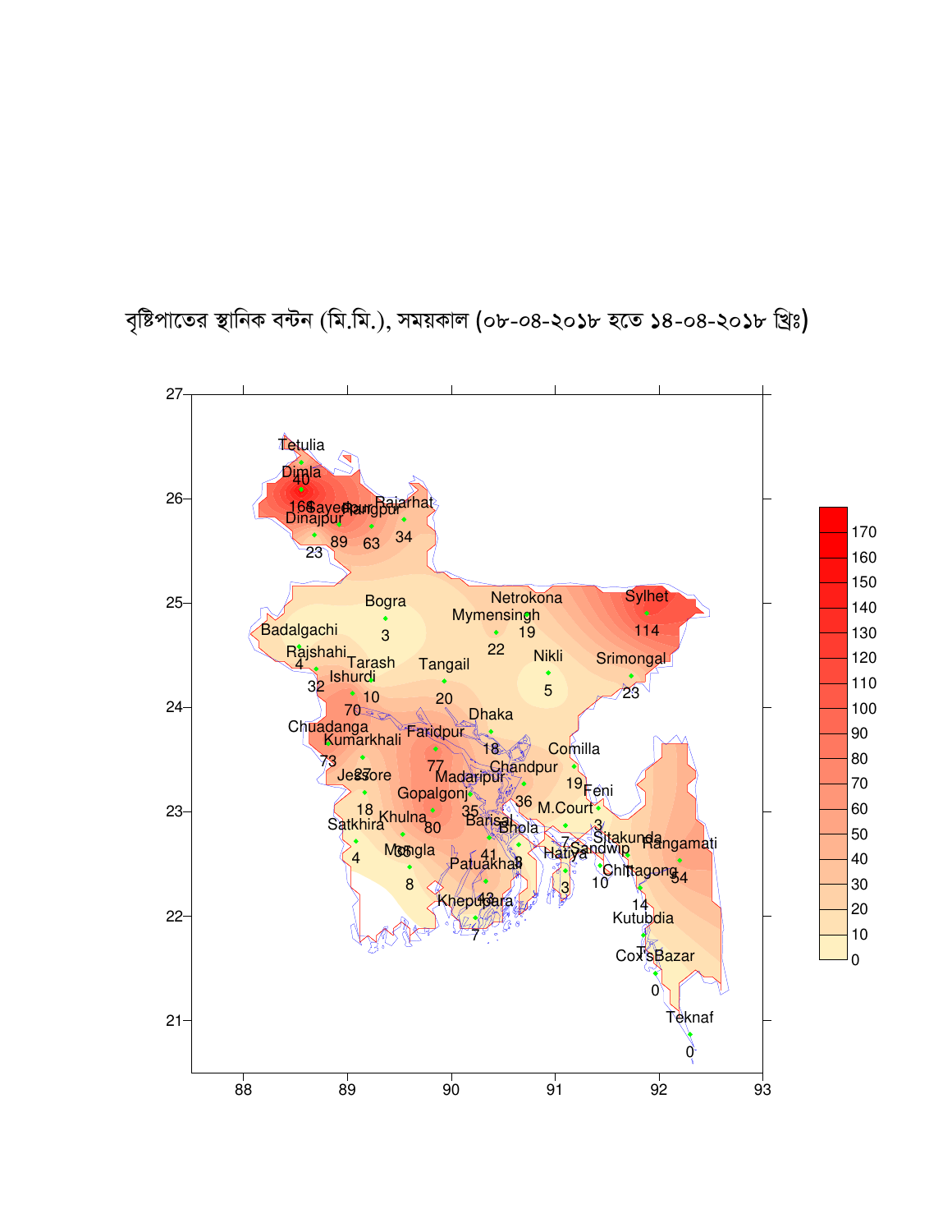বৃষ্টিপাতের স্থানিক বন্টন (মি.মি.), সময়কাল (০৮-০৪-২০১৮ হতে ১৪-০৪-২০১৮ খ্রিঃ)

27
26
25
24
23
22
21

88
89
90
91
92
93

Tetulia
Dimla
40
168
Saidpur
Rangpur
Rajarhat
Dinajpur
23
89
63
34
Bogra
3
Badalgachi
Rajshahi
4
32
Tarash
Ishurdi
10
70
Tangail
20
Netrokona
Mymensingh
19
22
Sylhet
114
Nikli
5
Srimongal
23
Dhaka
18
Chuadanga
Kumarkhali
73
27
Faridpur
77
Jessore
18
Madaripur
Gopalgonj
35
Chandpur
36
Comilla
19
Feni
3
M.Court
7
Satkhira
4
Khulna
80
Mongla
35
8
Barisal
41
Bhola
8
Patuakhali
13
Hatiya
3
Sandwip
10
Sitakunda
Rangamati
54
Chittagong
14
Khepupara
7
Kutubdia
Cox'sBazar
0
Teknaf
0

0
10
20
30
40
50
60
70
80
90
100
110
120
130
140
150
160
170